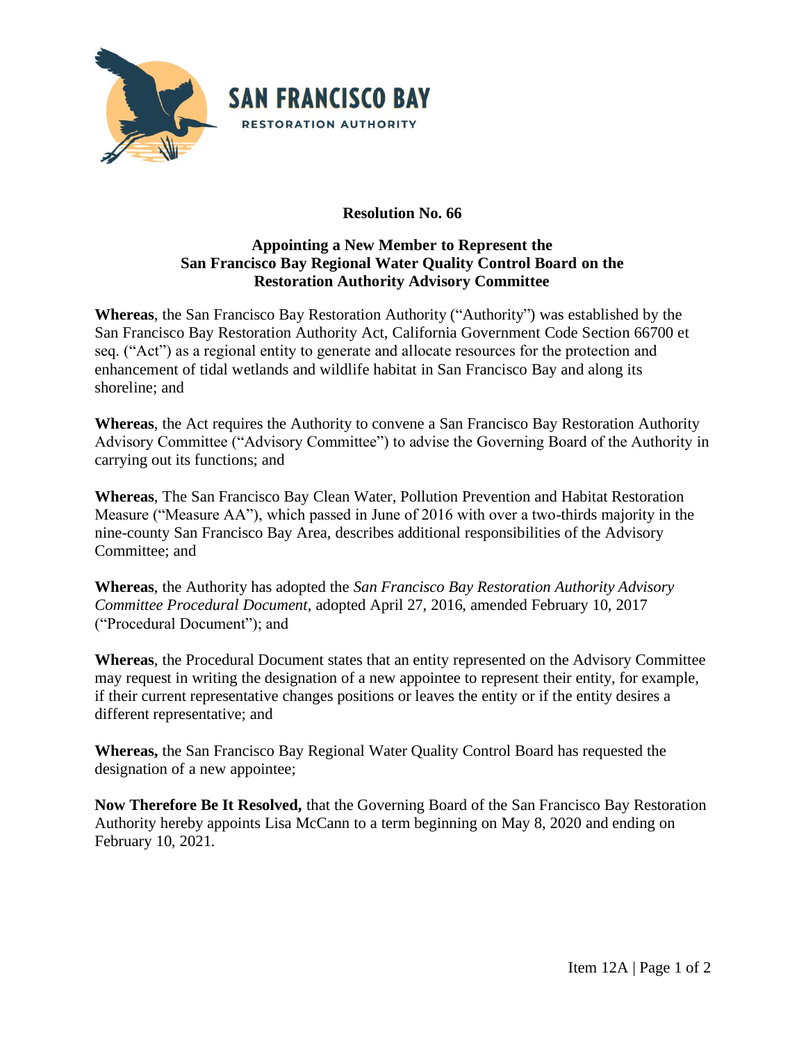SAN FRANCISCO BAY
RESTORATION AUTHORITY

**Resolution No. 66**

**Appointing a New Member to Represent the San Francisco Bay Regional Water Quality Control Board on the Restoration Authority Advisory Committee**

**Whereas**, the San Francisco Bay Restoration Authority ("Authority") was established by the San Francisco Bay Restoration Authority Act, California Government Code Section 66700 et seq. ("Act") as a regional entity to generate and allocate resources for the protection and enhancement of tidal wetlands and wildlife habitat in San Francisco Bay and along its shoreline; and

**Whereas**, the Act requires the Authority to convene a San Francisco Bay Restoration Authority Advisory Committee ("Advisory Committee") to advise the Governing Board of the Authority in carrying out its functions; and

**Whereas**, The San Francisco Bay Clean Water, Pollution Prevention and Habitat Restoration Measure ("Measure AA"), which passed in June of 2016 with over a two-thirds majority in the nine-county San Francisco Bay Area, describes additional responsibilities of the Advisory Committee; and

**Whereas**, the Authority has adopted the *San Francisco Bay Restoration Authority Advisory Committee Procedural Document*, adopted April 27, 2016, amended February 10, 2017 ("Procedural Document"); and

**Whereas**, the Procedural Document states that an entity represented on the Advisory Committee may request in writing the designation of a new appointee to represent their entity, for example, if their current representative changes positions or leaves the entity or if the entity desires a different representative; and

**Whereas,** the San Francisco Bay Regional Water Quality Control Board has requested the designation of a new appointee;

**Now Therefore Be It Resolved,** that the Governing Board of the San Francisco Bay Restoration Authority hereby appoints Lisa McCann to a term beginning on May 8, 2020 and ending on February 10, 2021.

Item 12A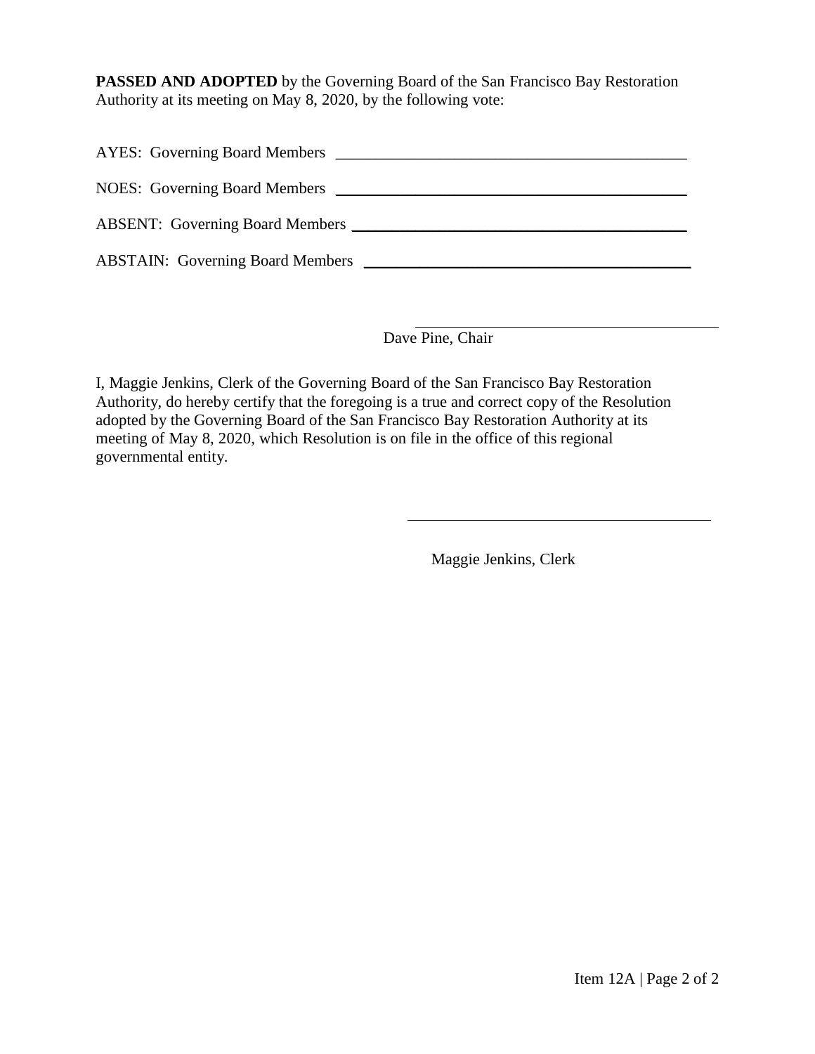**PASSED AND ADOPTED** by the Governing Board of the San Francisco Bay Restoration Authority at its meeting on May 8, 2020, by the following vote:

AYES: Governing Board Members ____________________________________________

NOES: Governing Board Members ____________________________________________

ABSENT: Governing Board Members __________________________________________

ABSTAIN: Governing Board Members _________________________________________

_________________________________________

Dave Pine, Chair

I, Maggie Jenkins, Clerk of the Governing Board of the San Francisco Bay Restoration Authority, do hereby certify that the foregoing is a true and correct copy of the Resolution adopted by the Governing Board of the San Francisco Bay Restoration Authority at its meeting of May 8, 2020, which Resolution is on file in the office of this regional governmental entity.

_________________________________________

Maggie Jenkins, Clerk